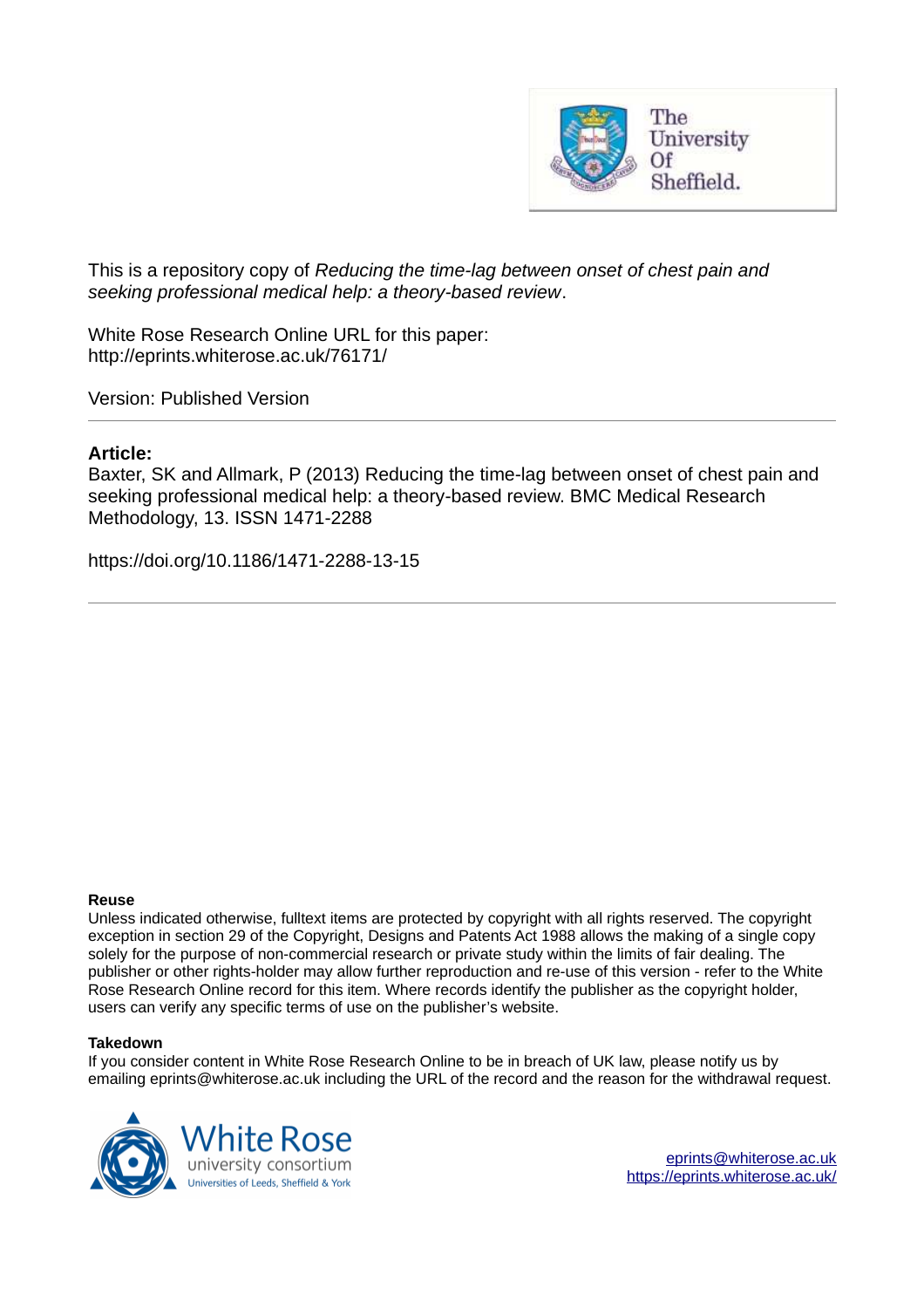This is a repository copy of *Reducing the time-lag between onset of chest pain and seeking professional medical help: a theory-based review*.

White Rose Research Online URL for this paper:
http://eprints.whiterose.ac.uk/76171/

Version: Published Version

---

**Article:**

Baxter, SK and Allmark, P (2013) Reducing the time-lag between onset of chest pain and seeking professional medical help: a theory-based review. BMC Medical Research Methodology, 13. ISSN 1471-2288

https://doi.org/10.1186/1471-2288-13-15

---

**Reuse**

Unless indicated otherwise, fulltext items are protected by copyright with all rights reserved. The copyright exception in section 29 of the Copyright, Designs and Patents Act 1988 allows the making of a single copy solely for the purpose of non-commercial research or private study within the limits of fair dealing. The publisher or other rights-holder may allow further reproduction and re-use of this version - refer to the White Rose Research Online record for this item. Where records identify the publisher as the copyright holder, users can verify any specific terms of use on the publisher's website.

**Takedown**

If you consider content in White Rose Research Online to be in breach of UK law, please notify us by emailing eprints@whiterose.ac.uk including the URL of the record and the reason for the withdrawal request.

eprints@whiterose.ac.uk
https://eprints.whiterose.ac.uk/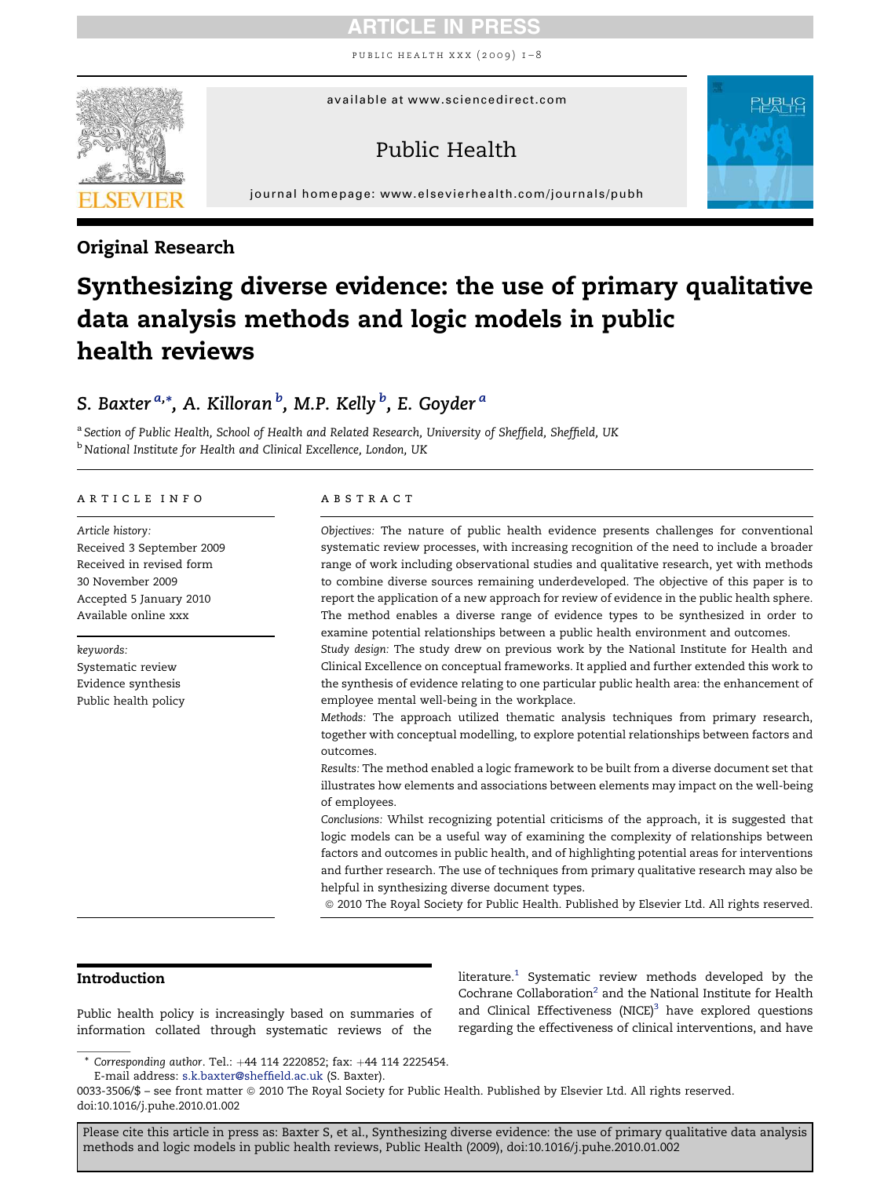## Original Research

# Synthesizing diverse evidence: the use of primary qualitative data analysis methods and logic models in public health reviews

S. Baxter[a,*], A. Killoran[b], M.P. Kelly[b], E. Goyder[a]

[a] Section of Public Health, School of Health and Related Research, University of Sheffield, Sheffield, UK
[b] National Institute for Health and Clinical Excellence, London, UK

**ARTICLE INFO**

*Article history:*
Received 3 September 2009
Received in revised form
30 November 2009
Accepted 5 January 2010
Available online xxx

*keywords:*
Systematic review
Evidence synthesis
Public health policy

**ABSTRACT**

*Objectives:* The nature of public health evidence presents challenges for conventional systematic review processes, with increasing recognition of the need to include a broader range of work including observational studies and qualitative research, yet with methods to combine diverse sources remaining underdeveloped. The objective of this paper is to report the application of a new approach for review of evidence in the public health sphere. The method enables a diverse range of evidence types to be synthesized in order to examine potential relationships between a public health environment and outcomes.

*Study design:* The study drew on previous work by the National Institute for Health and Clinical Excellence on conceptual frameworks. It applied and further extended this work to the synthesis of evidence relating to one particular public health area: the enhancement of employee mental well-being in the workplace.

*Methods:* The approach utilized thematic analysis techniques from primary research, together with conceptual modelling, to explore potential relationships between factors and outcomes.

*Results:* The method enabled a logic framework to be built from a diverse document set that illustrates how elements and associations between elements may impact on the well-being of employees.

*Conclusions:* Whilst recognizing potential criticisms of the approach, it is suggested that logic models can be a useful way of examining the complexity of relationships between factors and outcomes in public health, and of highlighting potential areas for interventions and further research. The use of techniques from primary qualitative research may also be helpful in synthesizing diverse document types.

© 2010 The Royal Society for Public Health. Published by Elsevier Ltd. All rights reserved.

## Introduction

Public health policy is increasingly based on summaries of information collated through systematic reviews of the literature.[1] Systematic review methods developed by the Cochrane Collaboration[2] and the National Institute for Health and Clinical Effectiveness (NICE)[3] have explored questions regarding the effectiveness of clinical interventions, and have

\* *Corresponding author*. Tel.: +44 114 2220852; fax: +44 114 2225454.
E-mail address: s.k.baxter@sheffield.ac.uk (S. Baxter).

0033-3506/$ – see front matter © 2010 The Royal Society for Public Health. Published by Elsevier Ltd. All rights reserved.
doi:10.1016/j.puhe.2010.01.002

Please cite this article in press as: Baxter S, et al., Synthesizing diverse evidence: the use of primary qualitative data analysis methods and logic models in public health reviews, Public Health (2009), doi:10.1016/j.puhe.2010.01.002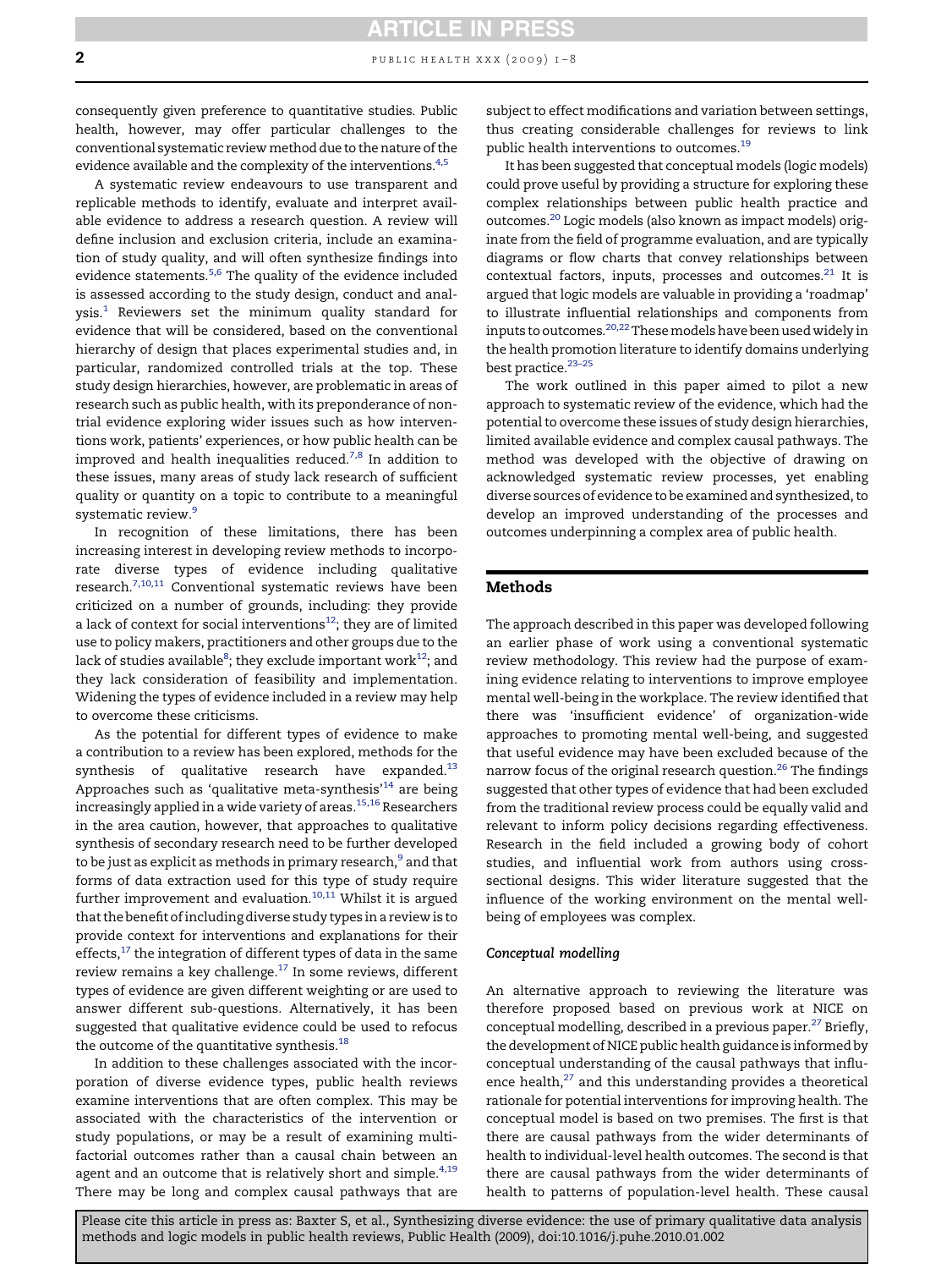consequently given preference to quantitative studies. Public health, however, may offer particular challenges to the conventional systematic review method due to the nature of the evidence available and the complexity of the interventions.[4,5]

A systematic review endeavours to use transparent and replicable methods to identify, evaluate and interpret available evidence to address a research question. A review will define inclusion and exclusion criteria, include an examination of study quality, and will often synthesize findings into evidence statements.[5,6] The quality of the evidence included is assessed according to the study design, conduct and analysis.[1] Reviewers set the minimum quality standard for evidence that will be considered, based on the conventional hierarchy of design that places experimental studies and, in particular, randomized controlled trials at the top. These study design hierarchies, however, are problematic in areas of research such as public health, with its preponderance of non-trial evidence exploring wider issues such as how interventions work, patients' experiences, or how public health can be improved and health inequalities reduced.[7,8] In addition to these issues, many areas of study lack research of sufficient quality or quantity on a topic to contribute to a meaningful systematic review.[9]

In recognition of these limitations, there has been increasing interest in developing review methods to incorporate diverse types of evidence including qualitative research.[7,10,11] Conventional systematic reviews have been criticized on a number of grounds, including: they provide a lack of context for social interventions[12]; they are of limited use to policy makers, practitioners and other groups due to the lack of studies available[8]; they exclude important work[12]; and they lack consideration of feasibility and implementation. Widening the types of evidence included in a review may help to overcome these criticisms.

As the potential for different types of evidence to make a contribution to a review has been explored, methods for the synthesis of qualitative research have expanded.[13] Approaches such as 'qualitative meta-synthesis'[14] are being increasingly applied in a wide variety of areas.[15,16] Researchers in the area caution, however, that approaches to qualitative synthesis of secondary research need to be further developed to be just as explicit as methods in primary research,[9] and that forms of data extraction used for this type of study require further improvement and evaluation.[10,11] Whilst it is argued that the benefit of including diverse study types in a review is to provide context for interventions and explanations for their effects,[17] the integration of different types of data in the same review remains a key challenge.[17] In some reviews, different types of evidence are given different weighting or are used to answer different sub-questions. Alternatively, it has been suggested that qualitative evidence could be used to refocus the outcome of the quantitative synthesis.[18]

In addition to these challenges associated with the incorporation of diverse evidence types, public health reviews examine interventions that are often complex. This may be associated with the characteristics of the intervention or study populations, or may be a result of examining multifactorial outcomes rather than a causal chain between an agent and an outcome that is relatively short and simple.[4,19] There may be long and complex causal pathways that are subject to effect modifications and variation between settings, thus creating considerable challenges for reviews to link public health interventions to outcomes.[19]

It has been suggested that conceptual models (logic models) could prove useful by providing a structure for exploring these complex relationships between public health practice and outcomes.[20] Logic models (also known as impact models) originate from the field of programme evaluation, and are typically diagrams or flow charts that convey relationships between contextual factors, inputs, processes and outcomes.[21] It is argued that logic models are valuable in providing a 'roadmap' to illustrate influential relationships and components from inputs to outcomes.[20,22] These models have been used widely in the health promotion literature to identify domains underlying best practice.[23–25]

The work outlined in this paper aimed to pilot a new approach to systematic review of the evidence, which had the potential to overcome these issues of study design hierarchies, limited available evidence and complex causal pathways. The method was developed with the objective of drawing on acknowledged systematic review processes, yet enabling diverse sources of evidence to be examined and synthesized, to develop an improved understanding of the processes and outcomes underpinning a complex area of public health.

## Methods

The approach described in this paper was developed following an earlier phase of work using a conventional systematic review methodology. This review had the purpose of examining evidence relating to interventions to improve employee mental well-being in the workplace. The review identified that there was 'insufficient evidence' of organization-wide approaches to promoting mental well-being, and suggested that useful evidence may have been excluded because of the narrow focus of the original research question.[26] The findings suggested that other types of evidence that had been excluded from the traditional review process could be equally valid and relevant to inform policy decisions regarding effectiveness. Research in the field included a growing body of cohort studies, and influential work from authors using cross-sectional designs. This wider literature suggested that the influence of the working environment on the mental well-being of employees was complex.

### *Conceptual modelling*

An alternative approach to reviewing the literature was therefore proposed based on previous work at NICE on conceptual modelling, described in a previous paper.[27] Briefly, the development of NICE public health guidance is informed by conceptual understanding of the causal pathways that influence health,[27] and this understanding provides a theoretical rationale for potential interventions for improving health. The conceptual model is based on two premises. The first is that there are causal pathways from the wider determinants of health to individual-level health outcomes. The second is that there are causal pathways from the wider determinants of health to patterns of population-level health. These causal

Please cite this article in press as: Baxter S, et al., Synthesizing diverse evidence: the use of primary qualitative data analysis methods and logic models in public health reviews, Public Health (2009), doi:10.1016/j.puhe.2010.01.002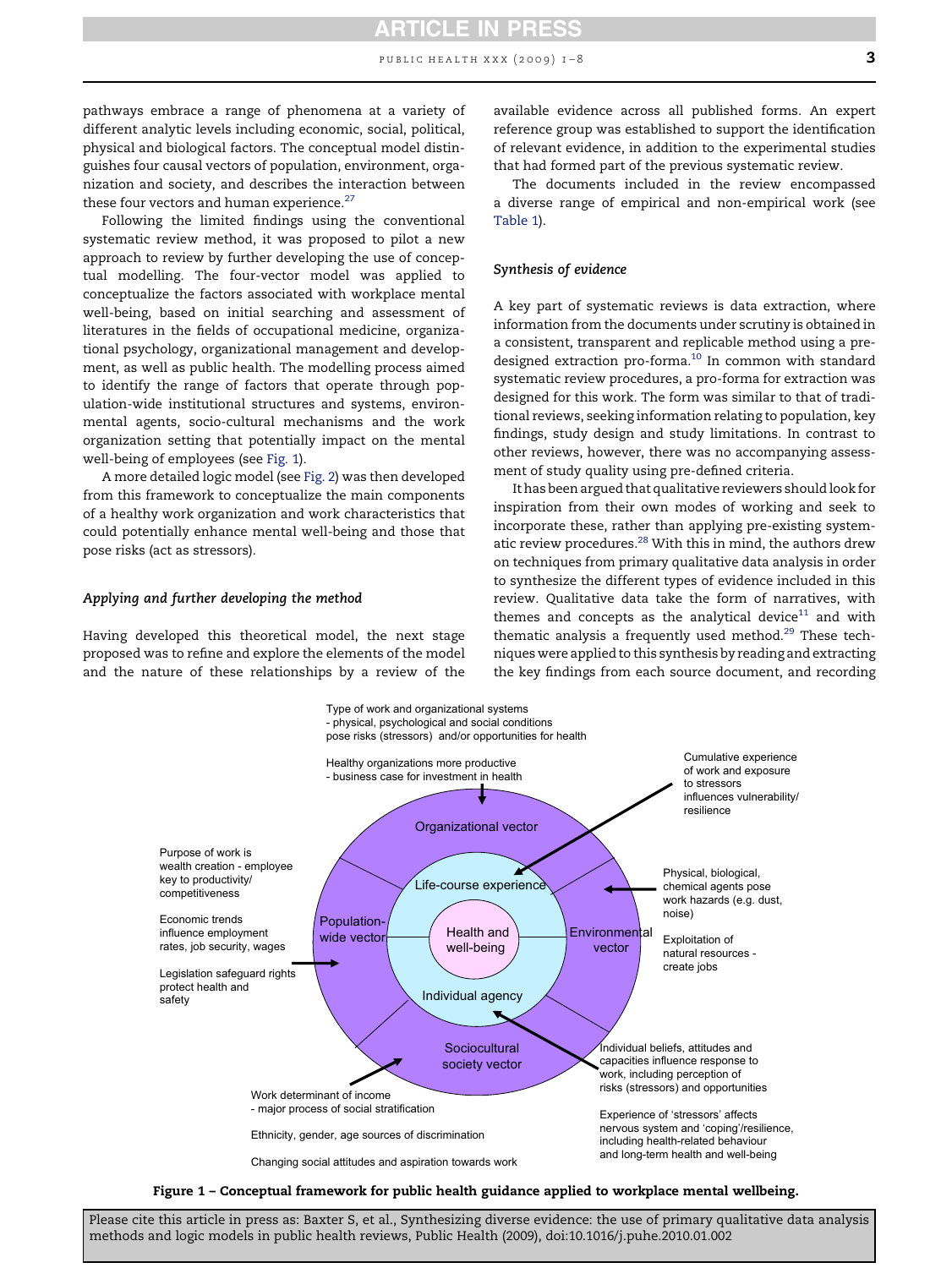pathways embrace a range of phenomena at a variety of different analytic levels including economic, social, political, physical and biological factors. The conceptual model distinguishes four causal vectors of population, environment, organization and society, and describes the interaction between these four vectors and human experience.[27]

Following the limited findings using the conventional systematic review method, it was proposed to pilot a new approach to review by further developing the use of conceptual modelling. The four-vector model was applied to conceptualize the factors associated with workplace mental well-being, based on initial searching and assessment of literatures in the fields of occupational medicine, organizational psychology, organizational management and development, as well as public health. The modelling process aimed to identify the range of factors that operate through population-wide institutional structures and systems, environmental agents, socio-cultural mechanisms and the work organization setting that potentially impact on the mental well-being of employees (see Fig. 1).

A more detailed logic model (see Fig. 2) was then developed from this framework to conceptualize the main components of a healthy work organization and work characteristics that could potentially enhance mental well-being and those that pose risks (act as stressors).

### *Applying and further developing the method*

Having developed this theoretical model, the next stage proposed was to refine and explore the elements of the model and the nature of these relationships by a review of the available evidence across all published forms. An expert reference group was established to support the identification of relevant evidence, in addition to the experimental studies that had formed part of the previous systematic review.

The documents included in the review encompassed a diverse range of empirical and non-empirical work (see Table 1).

### *Synthesis of evidence*

A key part of systematic reviews is data extraction, where information from the documents under scrutiny is obtained in a consistent, transparent and replicable method using a predesigned extraction pro-forma.[10] In common with standard systematic review procedures, a pro-forma for extraction was designed for this work. The form was similar to that of traditional reviews, seeking information relating to population, key findings, study design and study limitations. In contrast to other reviews, however, there was no accompanying assessment of study quality using pre-defined criteria.

It has been argued that qualitative reviewers should look for inspiration from their own modes of working and seek to incorporate these, rather than applying pre-existing systematic review procedures.[28] With this in mind, the authors drew on techniques from primary qualitative data analysis in order to synthesize the different types of evidence included in this review. Qualitative data take the form of narratives, with themes and concepts as the analytical device[11] and with thematic analysis a frequently used method.[29] These techniques were applied to this synthesis by reading and extracting the key findings from each source document, and recording

Type of work and organizational systems
- physical, psychological and social conditions pose risks (stressors) and/or opportunities for health

Healthy organizations more productive
- business case for investment in health

Cumulative experience of work and exposure to stressors influences vulnerability/resilience

Purpose of work is wealth creation - employee key to productivity/competitiveness

Economic trends influence employment rates, job security, wages

Legislation safeguard rights protect health and safety

Organizational vector | Life-course experience | Population-wide vector | Health and well-being | Environmental vector | Individual agency | Sociocultural society vector

Physical, biological, chemical agents pose work hazards (e.g. dust, noise)

Exploitation of natural resources - create jobs

Individual beliefs, attitudes and capacities influence response to work, including perception of risks (stressors) and opportunities

Experience of 'stressors' affects nervous system and 'coping'/resilience, including health-related behaviour and long-term health and well-being

Work determinant of income
- major process of social stratification

Ethnicity, gender, age sources of discrimination

Changing social attitudes and aspiration towards work

**Figure 1 – Conceptual framework for public health guidance applied to workplace mental wellbeing.**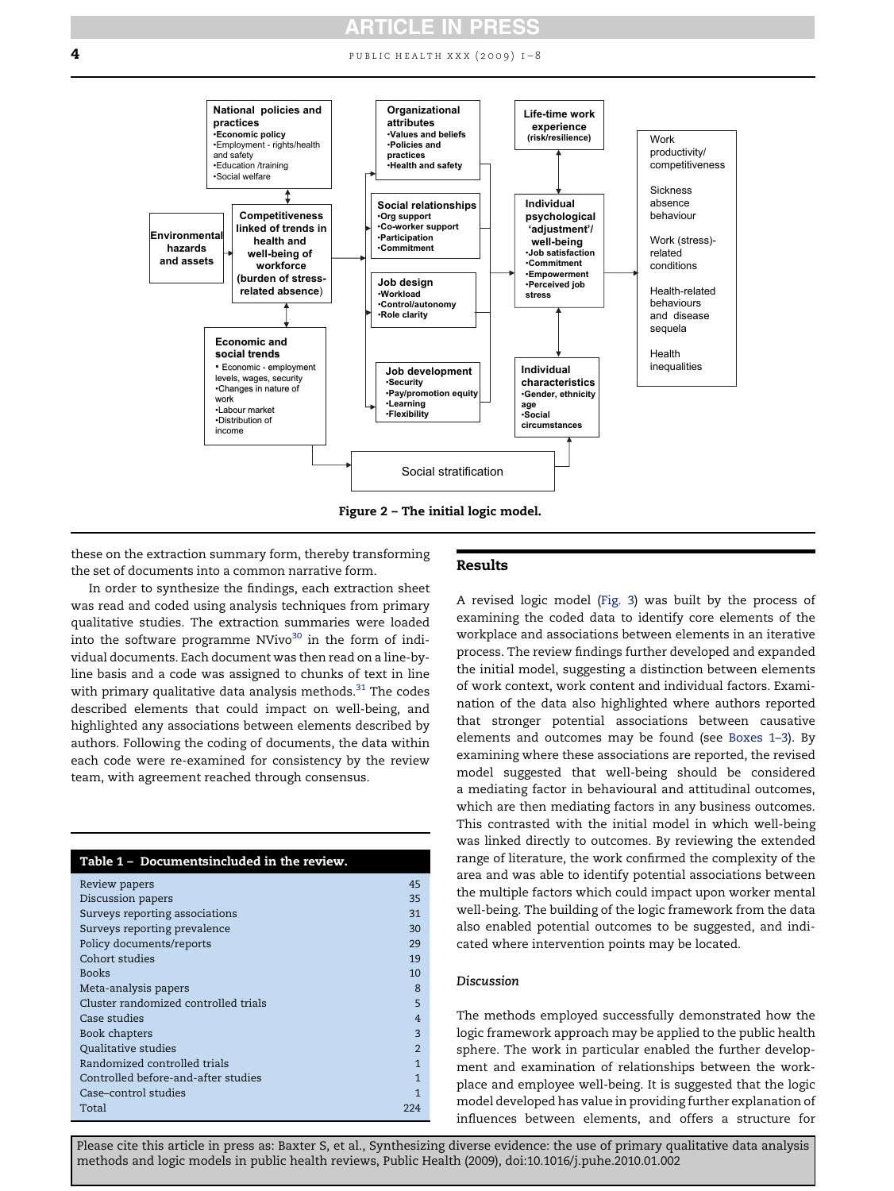Figure 2 – The initial logic model.

these on the extraction summary form, thereby transforming the set of documents into a common narrative form.

In order to synthesize the findings, each extraction sheet was read and coded using analysis techniques from primary qualitative studies. The extraction summaries were loaded into the software programme NVivo[30] in the form of individual documents. Each document was then read on a line-by-line basis and a code was assigned to chunks of text in line with primary qualitative data analysis methods.[31] The codes described elements that could impact on well-being, and highlighted any associations between elements described by authors. Following the coding of documents, the data within each code were re-examined for consistency by the review team, with agreement reached through consensus.

**Table 1 – Documentsincluded in the review.**

| Document type | Number |
|---|---|
| Review papers | 45 |
| Discussion papers | 35 |
| Surveys reporting associations | 31 |
| Surveys reporting prevalence | 30 |
| Policy documents/reports | 29 |
| Cohort studies | 19 |
| Books | 10 |
| Meta-analysis papers | 8 |
| Cluster randomized controlled trials | 5 |
| Case studies | 4 |
| Book chapters | 3 |
| Qualitative studies | 2 |
| Randomized controlled trials | 1 |
| Controlled before-and-after studies | 1 |
| Case–control studies | 1 |
| Total | 224 |

## Results

A revised logic model (Fig. 3) was built by the process of examining the coded data to identify core elements of the workplace and associations between elements in an iterative process. The review findings further developed and expanded the initial model, suggesting a distinction between elements of work context, work content and individual factors. Examination of the data also highlighted where authors reported that stronger potential associations between causative elements and outcomes may be found (see Boxes 1–3). By examining where these associations are reported, the revised model suggested that well-being should be considered a mediating factor in behavioural and attitudinal outcomes, which are then mediating factors in any business outcomes. This contrasted with the initial model in which well-being was linked directly to outcomes. By reviewing the extended range of literature, the work confirmed the complexity of the area and was able to identify potential associations between the multiple factors which could impact upon worker mental well-being. The building of the logic framework from the data also enabled potential outcomes to be suggested, and indicated where intervention points may be located.

### Discussion

The methods employed successfully demonstrated how the logic framework approach may be applied to the public health sphere. The work in particular enabled the further development and examination of relationships between the workplace and employee well-being. It is suggested that the logic model developed has value in providing further explanation of influences between elements, and offers a structure for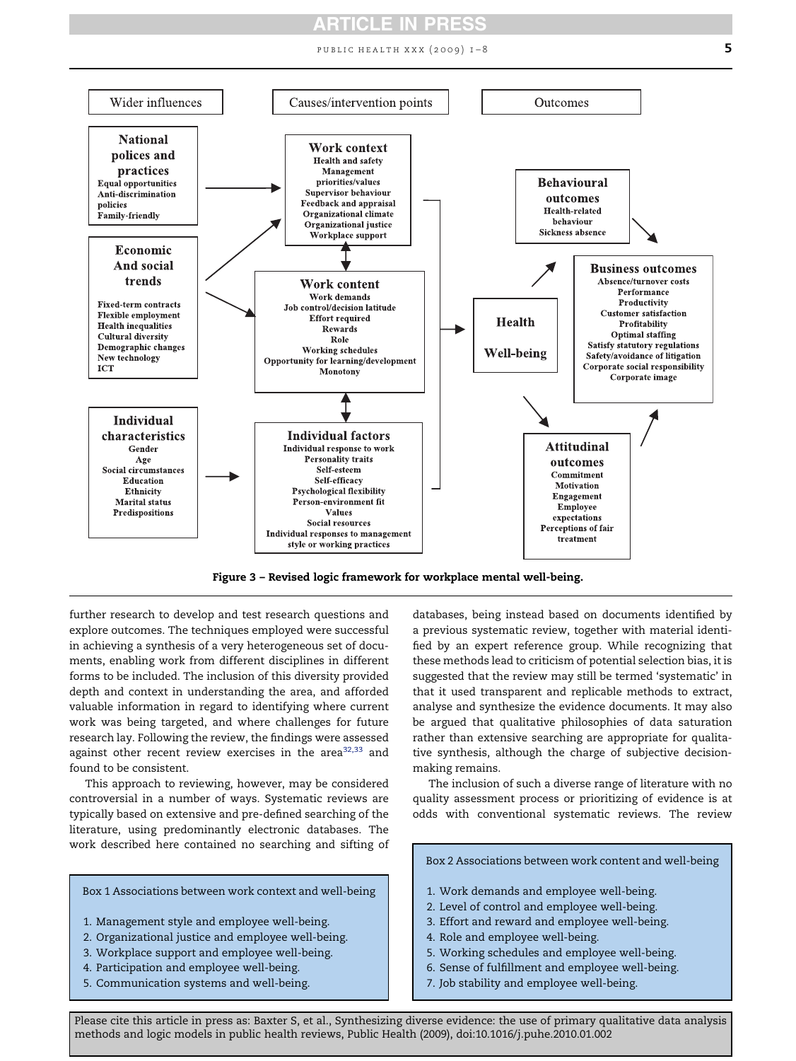Wider influences | Causes/intervention points | Outcomes

**National polices and practices**
Equal opportunities
Anti-discrimination policies
Family-friendly

**Economic And social trends**
Fixed-term contracts
Flexible employment
Health inequalities
Cultural diversity
Demographic changes
New technology
ICT

**Individual characteristics**
Gender
Age
Social circumstances
Education
Ethnicity
Marital status
Predispositions

**Work context**
Health and safety
Management priorities/values
Supervisor behaviour
Feedback and appraisal
Organizational climate
Organizational justice
Workplace support

**Work content**
Work demands
Job control/decision latitude
Effort required
Rewards
Role
Working schedules
Opportunity for learning/development
Monotony

**Individual factors**
Individual response to work
Personality traits
Self-esteem
Self-efficacy
Psychological flexibility
Person-environment fit
Values
Social resources
Individual responses to management style or working practices

**Health Well-being**

**Behavioural outcomes**
Health-related behaviour
Sickness absence

**Business outcomes**
Absence/turnover costs
Performance
Productivity
Customer satisfaction
Profitability
Optimal staffing
Satisfy statutory regulations
Safety/avoidance of litigation
Corporate social responsibility
Corporate image

**Attitudinal outcomes**
Commitment
Motivation
Engagement
Employee expectations
Perceptions of fair treatment

**Figure 3 – Revised logic framework for workplace mental well-being.**

further research to develop and test research questions and explore outcomes. The techniques employed were successful in achieving a synthesis of a very heterogeneous set of documents, enabling work from different disciplines in different forms to be included. The inclusion of this diversity provided depth and context in understanding the area, and afforded valuable information in regard to identifying where current work was being targeted, and where challenges for future research lay. Following the review, the findings were assessed against other recent review exercises in the area[32,33] and found to be consistent.

This approach to reviewing, however, may be considered controversial in a number of ways. Systematic reviews are typically based on extensive and pre-defined searching of the literature, using predominantly electronic databases. The work described here contained no searching and sifting of databases, being instead based on documents identified by a previous systematic review, together with material identified by an expert reference group. While recognizing that these methods lead to criticism of potential selection bias, it is suggested that the review may still be termed 'systematic' in that it used transparent and replicable methods to extract, analyse and synthesize the evidence documents. It may also be argued that qualitative philosophies of data saturation rather than extensive searching are appropriate for qualitative synthesis, although the charge of subjective decision-making remains.

The inclusion of such a diverse range of literature with no quality assessment process or prioritizing of evidence is at odds with conventional systematic reviews. The review

> **Box 1 Associations between work context and well-being**
>
> 1. Management style and employee well-being.
> 2. Organizational justice and employee well-being.
> 3. Workplace support and employee well-being.
> 4. Participation and employee well-being.
> 5. Communication systems and well-being.

> **Box 2 Associations between work content and well-being**
>
> 1. Work demands and employee well-being.
> 2. Level of control and employee well-being.
> 3. Effort and reward and employee well-being.
> 4. Role and employee well-being.
> 5. Working schedules and employee well-being.
> 6. Sense of fulfillment and employee well-being.
> 7. Job stability and employee well-being.

Please cite this article in press as: Baxter S, et al., Synthesizing diverse evidence: the use of primary qualitative data analysis methods and logic models in public health reviews, Public Health (2009), doi:10.1016/j.puhe.2010.01.002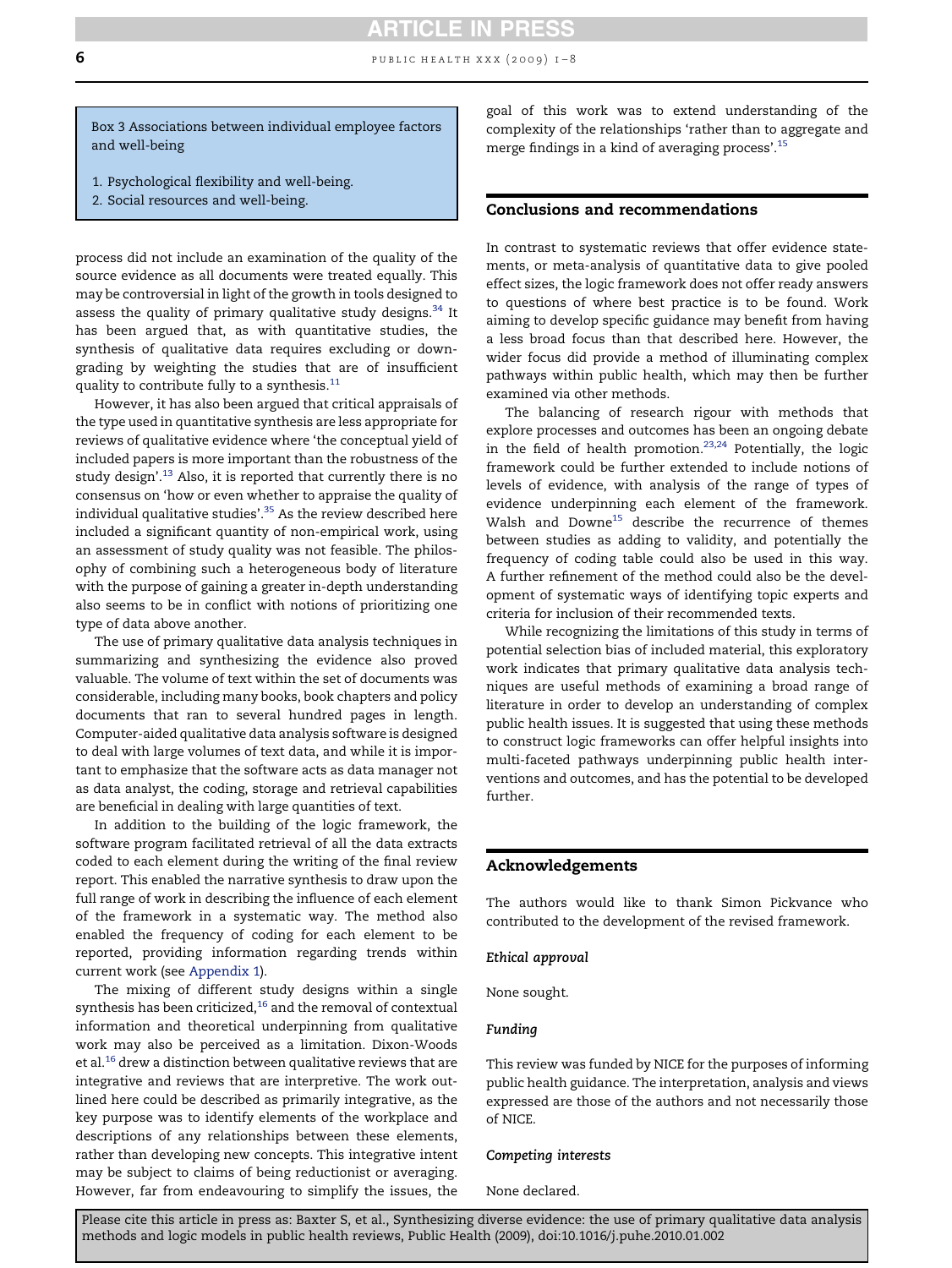Box 3 Associations between individual employee factors and well-being

1. Psychological flexibility and well-being.
2. Social resources and well-being.

process did not include an examination of the quality of the source evidence as all documents were treated equally. This may be controversial in light of the growth in tools designed to assess the quality of primary qualitative study designs.[34] It has been argued that, as with quantitative studies, the synthesis of qualitative data requires excluding or downgrading by weighting the studies that are of insufficient quality to contribute fully to a synthesis.[11]

However, it has also been argued that critical appraisals of the type used in quantitative synthesis are less appropriate for reviews of qualitative evidence where 'the conceptual yield of included papers is more important than the robustness of the study design'.[13] Also, it is reported that currently there is no consensus on 'how or even whether to appraise the quality of individual qualitative studies'.[35] As the review described here included a significant quantity of non-empirical work, using an assessment of study quality was not feasible. The philosophy of combining such a heterogeneous body of literature with the purpose of gaining a greater in-depth understanding also seems to be in conflict with notions of prioritizing one type of data above another.

The use of primary qualitative data analysis techniques in summarizing and synthesizing the evidence also proved valuable. The volume of text within the set of documents was considerable, including many books, book chapters and policy documents that ran to several hundred pages in length. Computer-aided qualitative data analysis software is designed to deal with large volumes of text data, and while it is important to emphasize that the software acts as data manager not as data analyst, the coding, storage and retrieval capabilities are beneficial in dealing with large quantities of text.

In addition to the building of the logic framework, the software program facilitated retrieval of all the data extracts coded to each element during the writing of the final review report. This enabled the narrative synthesis to draw upon the full range of work in describing the influence of each element of the framework in a systematic way. The method also enabled the frequency of coding for each element to be reported, providing information regarding trends within current work (see Appendix 1).

The mixing of different study designs within a single synthesis has been criticized,[16] and the removal of contextual information and theoretical underpinning from qualitative work may also be perceived as a limitation. Dixon-Woods et al.[16] drew a distinction between qualitative reviews that are integrative and reviews that are interpretive. The work outlined here could be described as primarily integrative, as the key purpose was to identify elements of the workplace and descriptions of any relationships between these elements, rather than developing new concepts. This integrative intent may be subject to claims of being reductionist or averaging. However, far from endeavouring to simplify the issues, the goal of this work was to extend understanding of the complexity of the relationships 'rather than to aggregate and merge findings in a kind of averaging process'.[15]

## Conclusions and recommendations

In contrast to systematic reviews that offer evidence statements, or meta-analysis of quantitative data to give pooled effect sizes, the logic framework does not offer ready answers to questions of where best practice is to be found. Work aiming to develop specific guidance may benefit from having a less broad focus than that described here. However, the wider focus did provide a method of illuminating complex pathways within public health, which may then be further examined via other methods.

The balancing of research rigour with methods that explore processes and outcomes has been an ongoing debate in the field of health promotion.[23,24] Potentially, the logic framework could be further extended to include notions of levels of evidence, with analysis of the range of types of evidence underpinning each element of the framework. Walsh and Downe[15] describe the recurrence of themes between studies as adding to validity, and potentially the frequency of coding table could also be used in this way. A further refinement of the method could also be the development of systematic ways of identifying topic experts and criteria for inclusion of their recommended texts.

While recognizing the limitations of this study in terms of potential selection bias of included material, this exploratory work indicates that primary qualitative data analysis techniques are useful methods of examining a broad range of literature in order to develop an understanding of complex public health issues. It is suggested that using these methods to construct logic frameworks can offer helpful insights into multi-faceted pathways underpinning public health interventions and outcomes, and has the potential to be developed further.

## Acknowledgements

The authors would like to thank Simon Pickvance who contributed to the development of the revised framework.

### *Ethical approval*

None sought.

### *Funding*

This review was funded by NICE for the purposes of informing public health guidance. The interpretation, analysis and views expressed are those of the authors and not necessarily those of NICE.

### *Competing interests*

None declared.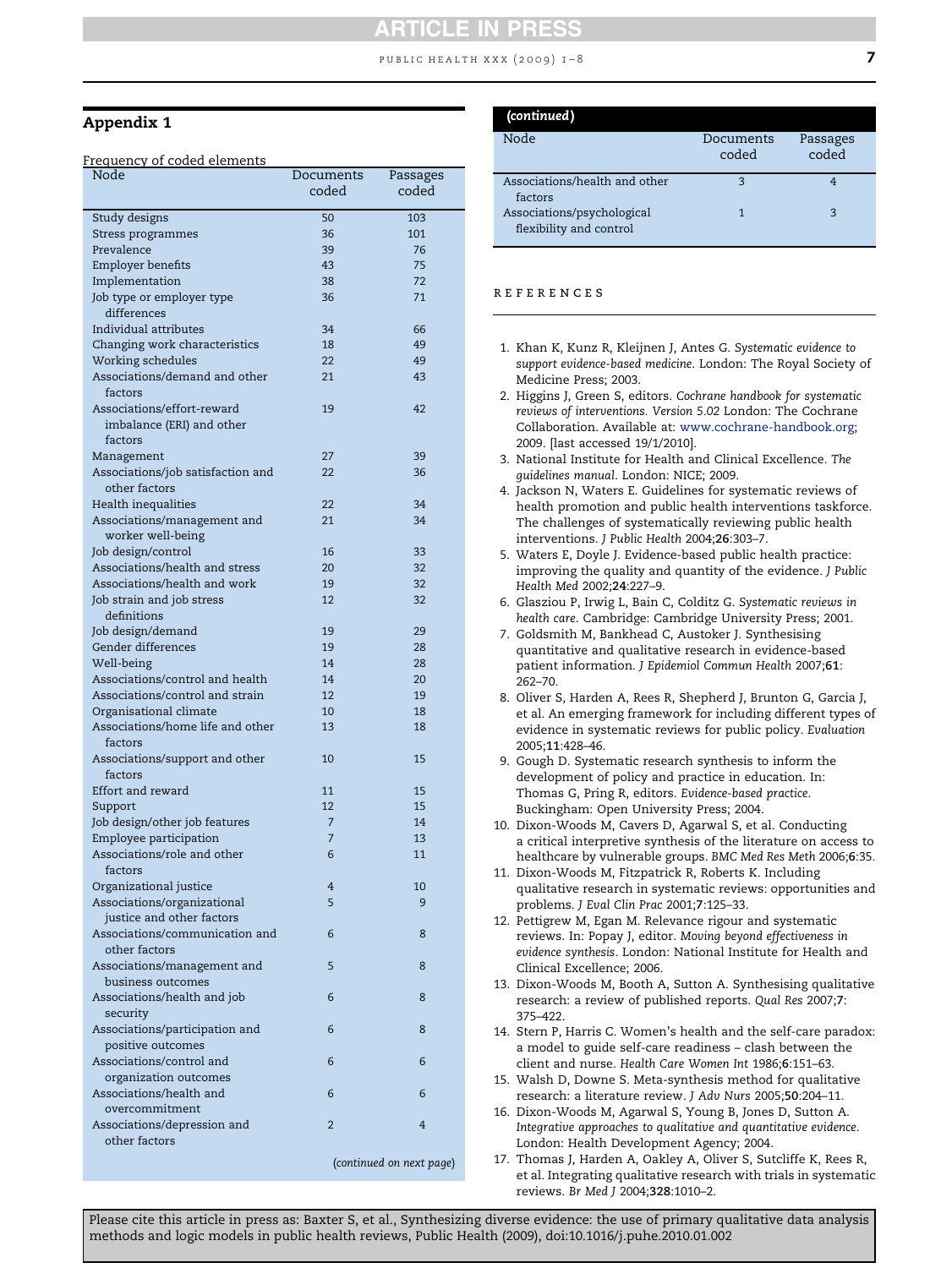## Appendix 1

Frequency of coded elements

| Node | Documents coded | Passages coded |
|---|---|---|
| Study designs | 50 | 103 |
| Stress programmes | 36 | 101 |
| Prevalence | 39 | 76 |
| Employer benefits | 43 | 75 |
| Implementation | 38 | 72 |
| Job type or employer type differences | 36 | 71 |
| Individual attributes | 34 | 66 |
| Changing work characteristics | 18 | 49 |
| Working schedules | 22 | 49 |
| Associations/demand and other factors | 21 | 43 |
| Associations/effort-reward imbalance (ERI) and other factors | 19 | 42 |
| Management | 27 | 39 |
| Associations/job satisfaction and other factors | 22 | 36 |
| Health inequalities | 22 | 34 |
| Associations/management and worker well-being | 21 | 34 |
| Job design/control | 16 | 33 |
| Associations/health and stress | 20 | 32 |
| Associations/health and work | 19 | 32 |
| Job strain and job stress definitions | 12 | 32 |
| Job design/demand | 19 | 29 |
| Gender differences | 19 | 28 |
| Well-being | 14 | 28 |
| Associations/control and health | 14 | 20 |
| Associations/control and strain | 12 | 19 |
| Organisational climate | 10 | 18 |
| Associations/home life and other factors | 13 | 18 |
| Associations/support and other factors | 10 | 15 |
| Effort and reward | 11 | 15 |
| Support | 12 | 15 |
| Job design/other job features | 7 | 14 |
| Employee participation | 7 | 13 |
| Associations/role and other factors | 6 | 11 |
| Organizational justice | 4 | 10 |
| Associations/organizational justice and other factors | 5 | 9 |
| Associations/communication and other factors | 6 | 8 |
| Associations/management and business outcomes | 5 | 8 |
| Associations/health and job security | 6 | 8 |
| Associations/participation and positive outcomes | 6 | 8 |
| Associations/control and organization outcomes | 6 | 6 |
| Associations/health and overcommitment | 6 | 6 |
| Associations/depression and other factors | 2 | 4 |
| Associations/health and other factors | 3 | 4 |
| Associations/psychological flexibility and control | 1 | 3 |

## REFERENCES

1. Khan K, Kunz R, Kleijnen J, Antes G. *Systematic evidence to support evidence-based medicine*. London: The Royal Society of Medicine Press; 2003.
2. Higgins J, Green S, editors. *Cochrane handbook for systematic reviews of interventions. Version 5.02* London: The Cochrane Collaboration. Available at: www.cochrane-handbook.org; 2009. [last accessed 19/1/2010].
3. National Institute for Health and Clinical Excellence. *The guidelines manual*. London: NICE; 2009.
4. Jackson N, Waters E. Guidelines for systematic reviews of health promotion and public health interventions taskforce. The challenges of systematically reviewing public health interventions. *J Public Health* 2004;**26**:303–7.
5. Waters E, Doyle J. Evidence-based public health practice: improving the quality and quantity of the evidence. *J Public Health Med* 2002;**24**:227–9.
6. Glasziou P, Irwig L, Bain C, Colditz G. *Systematic reviews in health care*. Cambridge: Cambridge University Press; 2001.
7. Goldsmith M, Bankhead C, Austoker J. Synthesising quantitative and qualitative research in evidence-based patient information. *J Epidemiol Commun Health* 2007;**61**: 262–70.
8. Oliver S, Harden A, Rees R, Shepherd J, Brunton G, Garcia J, et al. An emerging framework for including different types of evidence in systematic reviews for public policy. *Evaluation* 2005;**11**:428–46.
9. Gough D. Systematic research synthesis to inform the development of policy and practice in education. In: Thomas G, Pring R, editors. *Evidence-based practice*. Buckingham: Open University Press; 2004.
10. Dixon-Woods M, Cavers D, Agarwal S, et al. Conducting a critical interpretive synthesis of the literature on access to healthcare by vulnerable groups. *BMC Med Res Meth* 2006;**6**:35.
11. Dixon-Woods M, Fitzpatrick R, Roberts K. Including qualitative research in systematic reviews: opportunities and problems. *J Eval Clin Prac* 2001;**7**:125–33.
12. Pettigrew M, Egan M. Relevance rigour and systematic reviews. In: Popay J, editor. *Moving beyond effectiveness in evidence synthesis*. London: National Institute for Health and Clinical Excellence; 2006.
13. Dixon-Woods M, Booth A, Sutton A. Synthesising qualitative research: a review of published reports. *Qual Res* 2007;**7**: 375–422.
14. Stern P, Harris C. Women's health and the self-care paradox: a model to guide self-care readiness – clash between the client and nurse. *Health Care Women Int* 1986;**6**:151–63.
15. Walsh D, Downe S. Meta-synthesis method for qualitative research: a literature review. *J Adv Nurs* 2005;**50**:204–11.
16. Dixon-Woods M, Agarwal S, Young B, Jones D, Sutton A. *Integrative approaches to qualitative and quantitative evidence*. London: Health Development Agency; 2004.
17. Thomas J, Harden A, Oakley A, Oliver S, Sutcliffe K, Rees R, et al. Integrating qualitative research with trials in systematic reviews. *Br Med J* 2004;**328**:1010–2.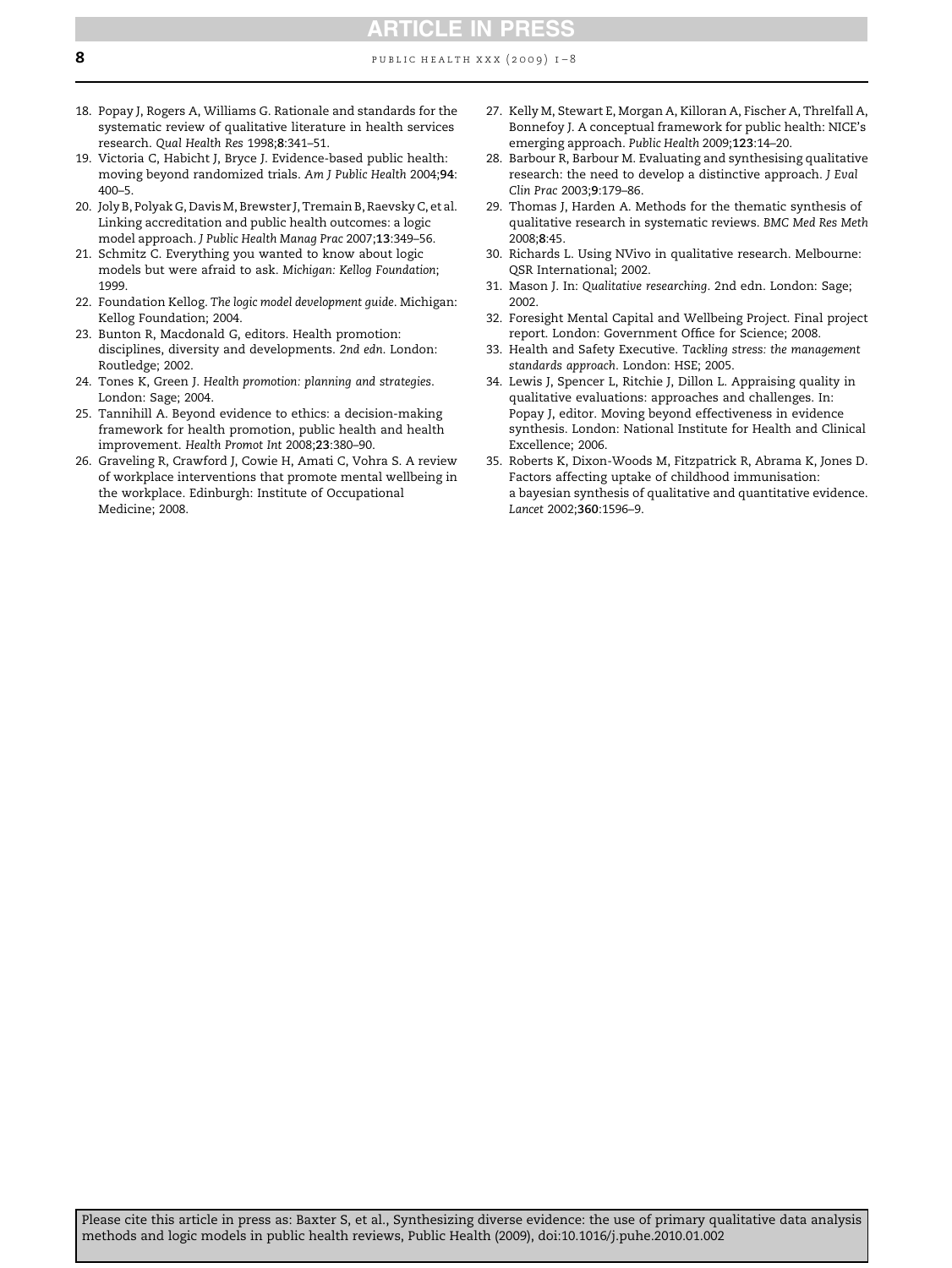18. Popay J, Rogers A, Williams G. Rationale and standards for the systematic review of qualitative literature in health services research. *Qual Health Res* 1998;**8**:341–51.
19. Victoria C, Habicht J, Bryce J. Evidence-based public health: moving beyond randomized trials. *Am J Public Health* 2004;**94**: 400–5.
20. Joly B, Polyak G, Davis M, Brewster J, Tremain B, Raevsky C, et al. Linking accreditation and public health outcomes: a logic model approach. *J Public Health Manag Prac* 2007;**13**:349–56.
21. Schmitz C. Everything you wanted to know about logic models but were afraid to ask. *Michigan: Kellog Foundation*; 1999.
22. Foundation Kellog. *The logic model development guide*. Michigan: Kellog Foundation; 2004.
23. Bunton R, Macdonald G, editors. Health promotion: disciplines, diversity and developments. *2nd edn*. London: Routledge; 2002.
24. Tones K, Green J. *Health promotion: planning and strategies*. London: Sage; 2004.
25. Tannihill A. Beyond evidence to ethics: a decision-making framework for health promotion, public health and health improvement. *Health Promot Int* 2008;**23**:380–90.
26. Graveling R, Crawford J, Cowie H, Amati C, Vohra S. A review of workplace interventions that promote mental wellbeing in the workplace. Edinburgh: Institute of Occupational Medicine; 2008.
27. Kelly M, Stewart E, Morgan A, Killoran A, Fischer A, Threlfall A, Bonnefoy J. A conceptual framework for public health: NICE's emerging approach. *Public Health* 2009;**123**:14–20.
28. Barbour R, Barbour M. Evaluating and synthesising qualitative research: the need to develop a distinctive approach. *J Eval Clin Prac* 2003;**9**:179–86.
29. Thomas J, Harden A. Methods for the thematic synthesis of qualitative research in systematic reviews. *BMC Med Res Meth* 2008;**8**:45.
30. Richards L. Using NVivo in qualitative research. Melbourne: QSR International; 2002.
31. Mason J. In: *Qualitative researching*. 2nd edn. London: Sage; 2002.
32. Foresight Mental Capital and Wellbeing Project. Final project report. London: Government Office for Science; 2008.
33. Health and Safety Executive. *Tackling stress: the management standards approach*. London: HSE; 2005.
34. Lewis J, Spencer L, Ritchie J, Dillon L. Appraising quality in qualitative evaluations: approaches and challenges. In: Popay J, editor. Moving beyond effectiveness in evidence synthesis. London: National Institute for Health and Clinical Excellence; 2006.
35. Roberts K, Dixon-Woods M, Fitzpatrick R, Abrama K, Jones D. Factors affecting uptake of childhood immunisation: a bayesian synthesis of qualitative and quantitative evidence. *Lancet* 2002;**360**:1596–9.

Please cite this article in press as: Baxter S, et al., Synthesizing diverse evidence: the use of primary qualitative data analysis methods and logic models in public health reviews, Public Health (2009), doi:10.1016/j.puhe.2010.01.002